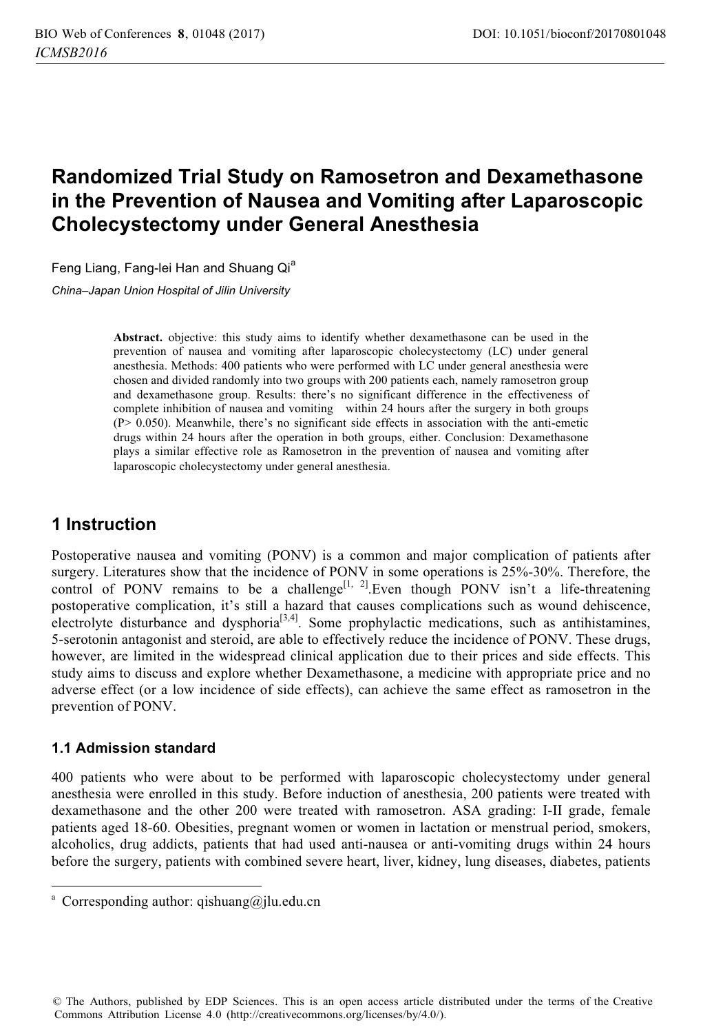# Randomized Trial Study on Ramosetron and Dexamethasone in the Prevention of Nausea and Vomiting after Laparoscopic Cholecystectomy under General Anesthesia

Feng Liang, Fang-lei Han and Shuang Qi[a]

*China–Japan Union Hospital of Jilin University*

**Abstract.** objective: this study aims to identify whether dexamethasone can be used in the prevention of nausea and vomiting after laparoscopic cholecystectomy (LC) under general anesthesia. Methods: 400 patients who were performed with LC under general anesthesia were chosen and divided randomly into two groups with 200 patients each, namely ramosetron group and dexamethasone group. Results: there's no significant difference in the effectiveness of complete inhibition of nausea and vomiting within 24 hours after the surgery in both groups ($P > 0.050$). Meanwhile, there's no significant side effects in association with the anti-emetic drugs within 24 hours after the operation in both groups, either. Conclusion: Dexamethasone plays a similar effective role as Ramosetron in the prevention of nausea and vomiting after laparoscopic cholecystectomy under general anesthesia.

## 1 Instruction

Postoperative nausea and vomiting (PONV) is a common and major complication of patients after surgery. Literatures show that the incidence of PONV in some operations is 25%-30%. Therefore, the control of PONV remains to be a challenge[1, 2].Even though PONV isn't a life-threatening postoperative complication, it's still a hazard that causes complications such as wound dehiscence, electrolyte disturbance and dysphoria[3,4]. Some prophylactic medications, such as antihistamines, 5-serotonin antagonist and steroid, are able to effectively reduce the incidence of PONV. These drugs, however, are limited in the widespread clinical application due to their prices and side effects. This study aims to discuss and explore whether Dexamethasone, a medicine with appropriate price and no adverse effect (or a low incidence of side effects), can achieve the same effect as ramosetron in the prevention of PONV.

### 1.1 Admission standard

400 patients who were about to be performed with laparoscopic cholecystectomy under general anesthesia were enrolled in this study. Before induction of anesthesia, 200 patients were treated with dexamethasone and the other 200 were treated with ramosetron. ASA grading: I-II grade, female patients aged 18-60. Obesities, pregnant women or women in lactation or menstrual period, smokers, alcoholics, drug addicts, patients that had used anti-nausea or anti-vomiting drugs within 24 hours before the surgery, patients with combined severe heart, liver, kidney, lung diseases, diabetes, patients

---

[a] Corresponding author: qishuang@jlu.edu.cn

© The Authors, published by EDP Sciences. This is an open access article distributed under the terms of the Creative Commons Attribution License 4.0 (http://creativecommons.org/licenses/by/4.0/).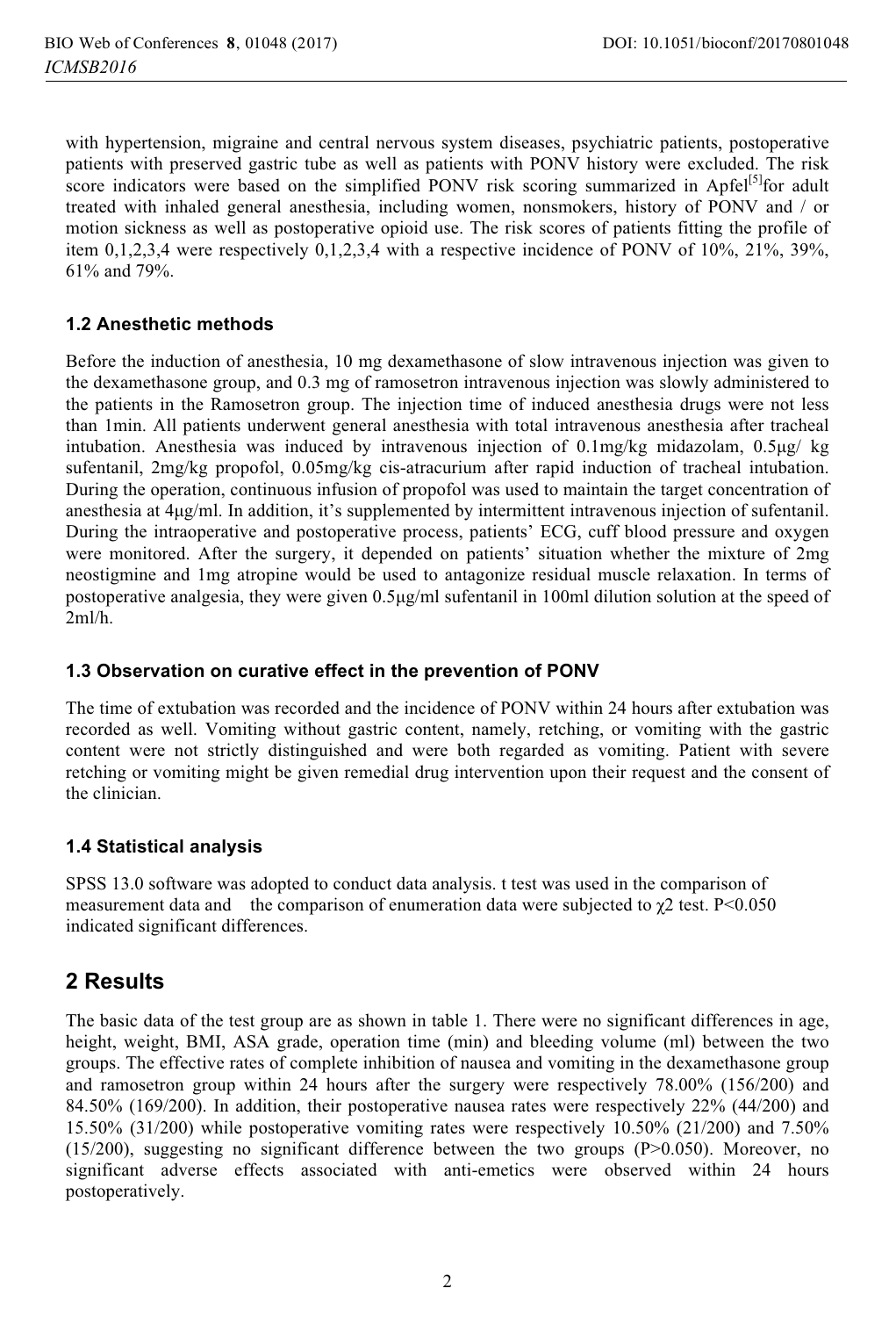with hypertension, migraine and central nervous system diseases, psychiatric patients, postoperative patients with preserved gastric tube as well as patients with PONV history were excluded. The risk score indicators were based on the simplified PONV risk scoring summarized in Apfel[5]for adult treated with inhaled general anesthesia, including women, nonsmokers, history of PONV and / or motion sickness as well as postoperative opioid use. The risk scores of patients fitting the profile of item 0,1,2,3,4 were respectively 0,1,2,3,4 with a respective incidence of PONV of 10%, 21%, 39%, 61% and 79%.

### 1.2 Anesthetic methods

Before the induction of anesthesia, 10 mg dexamethasone of slow intravenous injection was given to the dexamethasone group, and 0.3 mg of ramosetron intravenous injection was slowly administered to the patients in the Ramosetron group. The injection time of induced anesthesia drugs were not less than 1min. All patients underwent general anesthesia with total intravenous anesthesia after tracheal intubation. Anesthesia was induced by intravenous injection of 0.1mg/kg midazolam, 0.5μg/ kg sufentanil, 2mg/kg propofol, 0.05mg/kg cis-atracurium after rapid induction of tracheal intubation. During the operation, continuous infusion of propofol was used to maintain the target concentration of anesthesia at 4μg/ml. In addition, it's supplemented by intermittent intravenous injection of sufentanil. During the intraoperative and postoperative process, patients' ECG, cuff blood pressure and oxygen were monitored. After the surgery, it depended on patients' situation whether the mixture of 2mg neostigmine and 1mg atropine would be used to antagonize residual muscle relaxation. In terms of postoperative analgesia, they were given 0.5μg/ml sufentanil in 100ml dilution solution at the speed of 2ml/h.

### 1.3 Observation on curative effect in the prevention of PONV

The time of extubation was recorded and the incidence of PONV within 24 hours after extubation was recorded as well. Vomiting without gastric content, namely, retching, or vomiting with the gastric content were not strictly distinguished and were both regarded as vomiting. Patient with severe retching or vomiting might be given remedial drug intervention upon their request and the consent of the clinician.

### 1.4 Statistical analysis

SPSS 13.0 software was adopted to conduct data analysis. t test was used in the comparison of measurement data and the comparison of enumeration data were subjected to $\chi 2$ test. P<0.050 indicated significant differences.

## 2 Results

The basic data of the test group are as shown in table 1. There were no significant differences in age, height, weight, BMI, ASA grade, operation time (min) and bleeding volume (ml) between the two groups. The effective rates of complete inhibition of nausea and vomiting in the dexamethasone group and ramosetron group within 24 hours after the surgery were respectively 78.00% (156/200) and 84.50% (169/200). In addition, their postoperative nausea rates were respectively 22% (44/200) and 15.50% (31/200) while postoperative vomiting rates were respectively 10.50% (21/200) and 7.50% (15/200), suggesting no significant difference between the two groups (P>0.050). Moreover, no significant adverse effects associated with anti-emetics were observed within 24 hours postoperatively.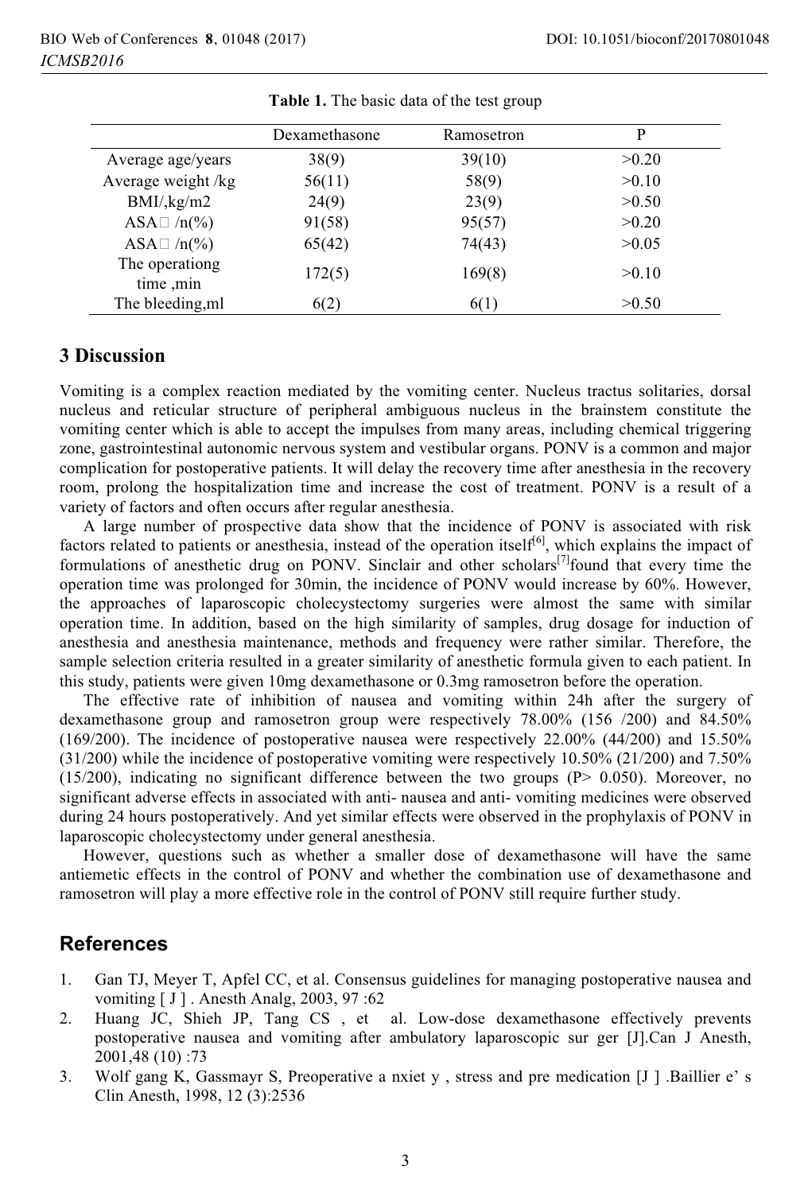**Table 1.** The basic data of the test group

| | Dexamethasone | Ramosetron | P |
|---|---|---|---|
| Average age/years | 38(9) | 39(10) | >0.20 |
| Average weight /kg | 56(11) | 58(9) | >0.10 |
| BMI/,kg/m2 | 24(9) | 23(9) | >0.50 |
| ASA□ /n(%) | 91(58) | 95(57) | >0.20 |
| ASA□ /n(%) | 65(42) | 74(43) | >0.05 |
| The operationg time ,min | 172(5) | 169(8) | >0.10 |
| The bleeding,ml | 6(2) | 6(1) | >0.50 |

## 3 Discussion

Vomiting is a complex reaction mediated by the vomiting center. Nucleus tractus solitaries, dorsal nucleus and reticular structure of peripheral ambiguous nucleus in the brainstem constitute the vomiting center which is able to accept the impulses from many areas, including chemical triggering zone, gastrointestinal autonomic nervous system and vestibular organs. PONV is a common and major complication for postoperative patients. It will delay the recovery time after anesthesia in the recovery room, prolong the hospitalization time and increase the cost of treatment. PONV is a result of a variety of factors and often occurs after regular anesthesia.

A large number of prospective data show that the incidence of PONV is associated with risk factors related to patients or anesthesia, instead of the operation itself[6], which explains the impact of formulations of anesthetic drug on PONV. Sinclair and other scholars[7]found that every time the operation time was prolonged for 30min, the incidence of PONV would increase by 60%. However, the approaches of laparoscopic cholecystectomy surgeries were almost the same with similar operation time. In addition, based on the high similarity of samples, drug dosage for induction of anesthesia and anesthesia maintenance, methods and frequency were rather similar. Therefore, the sample selection criteria resulted in a greater similarity of anesthetic formula given to each patient. In this study, patients were given 10mg dexamethasone or 0.3mg ramosetron before the operation.

The effective rate of inhibition of nausea and vomiting within 24h after the surgery of dexamethasone group and ramosetron group were respectively 78.00% (156 /200) and 84.50% (169/200). The incidence of postoperative nausea were respectively 22.00% (44/200) and 15.50% (31/200) while the incidence of postoperative vomiting were respectively 10.50% (21/200) and 7.50% (15/200), indicating no significant difference between the two groups (P> 0.050). Moreover, no significant adverse effects in associated with anti- nausea and anti- vomiting medicines were observed during 24 hours postoperatively. And yet similar effects were observed in the prophylaxis of PONV in laparoscopic cholecystectomy under general anesthesia.

However, questions such as whether a smaller dose of dexamethasone will have the same antiemetic effects in the control of PONV and whether the combination use of dexamethasone and ramosetron will play a more effective role in the control of PONV still require further study.

## References

1. Gan TJ, Meyer T, Apfel CC, et al. Consensus guidelines for managing postoperative nausea and vomiting [ J ] . Anesth Analg, 2003, 97 :62
2. Huang JC, Shieh JP, Tang CS , et al. Low-dose dexamethasone effectively prevents postoperative nausea and vomiting after ambulatory laparoscopic sur ger [J].Can J Anesth, 2001,48 (10) :73
3. Wolf gang K, Gassmayr S, Preoperative a nxiet y , stress and pre medication [J ] .Baillier e' s Clin Anesth, 1998, 12 (3):2536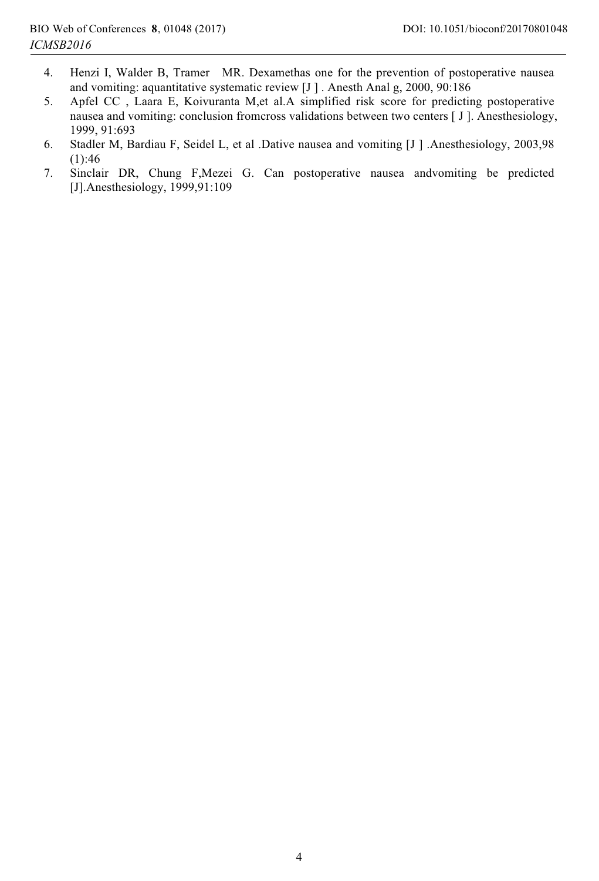4. Henzi I, Walder B, Tramer MR. Dexamethas one for the prevention of postoperative nausea and vomiting: aquantitative systematic review [J ] . Anesth Anal g, 2000, 90:186
5. Apfel CC , Laara E, Koivuranta M,et al.A simplified risk score for predicting postoperative nausea and vomiting: conclusion fromcross validations between two centers [ J ]. Anesthesiology, 1999, 91:693
6. Stadler M, Bardiau F, Seidel L, et al .Dative nausea and vomiting [J ] .Anesthesiology, 2003,98 (1):46
7. Sinclair DR, Chung F,Mezei G. Can postoperative nausea andvomiting be predicted [J].Anesthesiology, 1999,91:109